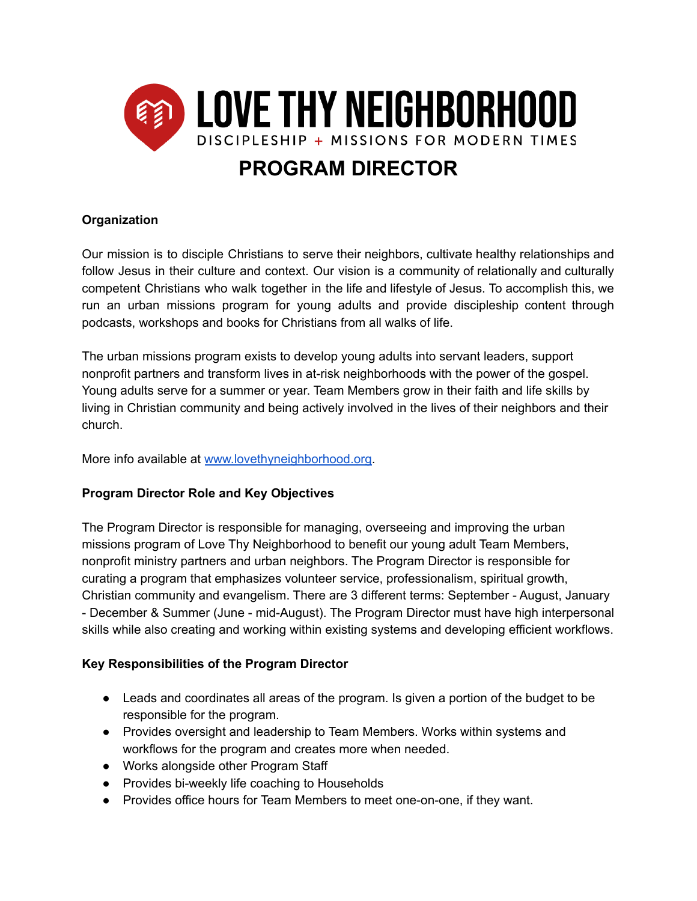# LOVE THY NEIGHBORHOOD

DISCIPLESHIP + MISSIONS FOR MODERN TIMES

## PROGRAM DIRECTOR

**Organization**

Our mission is to disciple Christians to serve their neighbors, cultivate healthy relationships and follow Jesus in their culture and context. Our vision is a community of relationally and culturally competent Christians who walk together in the life and lifestyle of Jesus. To accomplish this, we run an urban missions program for young adults and provide discipleship content through podcasts, workshops and books for Christians from all walks of life.

The urban missions program exists to develop young adults into servant leaders, support nonprofit partners and transform lives in at-risk neighborhoods with the power of the gospel. Young adults serve for a summer or year. Team Members grow in their faith and life skills by living in Christian community and being actively involved in the lives of their neighbors and their church.

More info available at www.lovethyneighborhood.org.

**Program Director Role and Key Objectives**

The Program Director is responsible for managing, overseeing and improving the urban missions program of Love Thy Neighborhood to benefit our young adult Team Members, nonprofit ministry partners and urban neighbors. The Program Director is responsible for curating a program that emphasizes volunteer service, professionalism, spiritual growth, Christian community and evangelism. There are 3 different terms: September - August, January - December & Summer (June - mid-August). The Program Director must have high interpersonal skills while also creating and working within existing systems and developing efficient workflows.

**Key Responsibilities of the Program Director**

- Leads and coordinates all areas of the program. Is given a portion of the budget to be responsible for the program.
- Provides oversight and leadership to Team Members. Works within systems and workflows for the program and creates more when needed.
- Works alongside other Program Staff
- Provides bi-weekly life coaching to Households
- Provides office hours for Team Members to meet one-on-one, if they want.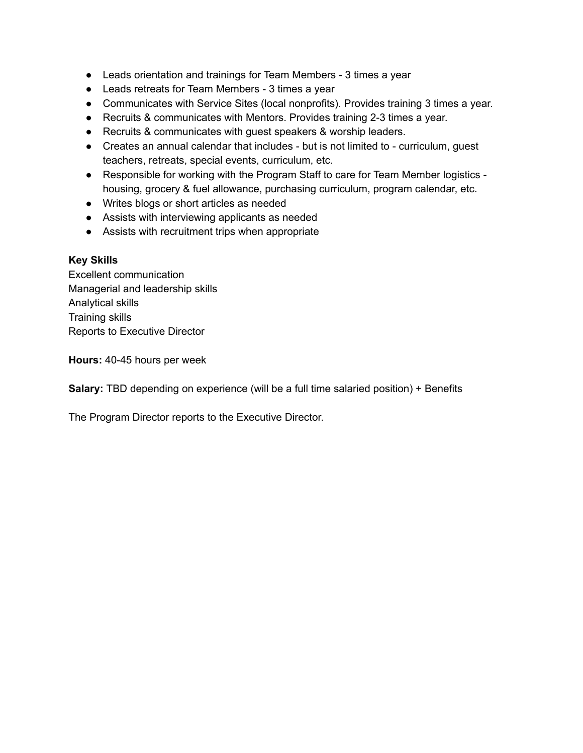- Leads orientation and trainings for Team Members - 3 times a year
- Leads retreats for Team Members - 3 times a year
- Communicates with Service Sites (local nonprofits). Provides training 3 times a year.
- Recruits & communicates with Mentors. Provides training 2-3 times a year.
- Recruits & communicates with guest speakers & worship leaders.
- Creates an annual calendar that includes - but is not limited to - curriculum, guest teachers, retreats, special events, curriculum, etc.
- Responsible for working with the Program Staff to care for Team Member logistics - housing, grocery & fuel allowance, purchasing curriculum, program calendar, etc.
- Writes blogs or short articles as needed
- Assists with interviewing applicants as needed
- Assists with recruitment trips when appropriate

**Key Skills**

Excellent communication
Managerial and leadership skills
Analytical skills
Training skills
Reports to Executive Director

**Hours:** 40-45 hours per week

**Salary:** TBD depending on experience (will be a full time salaried position) + Benefits

The Program Director reports to the Executive Director.